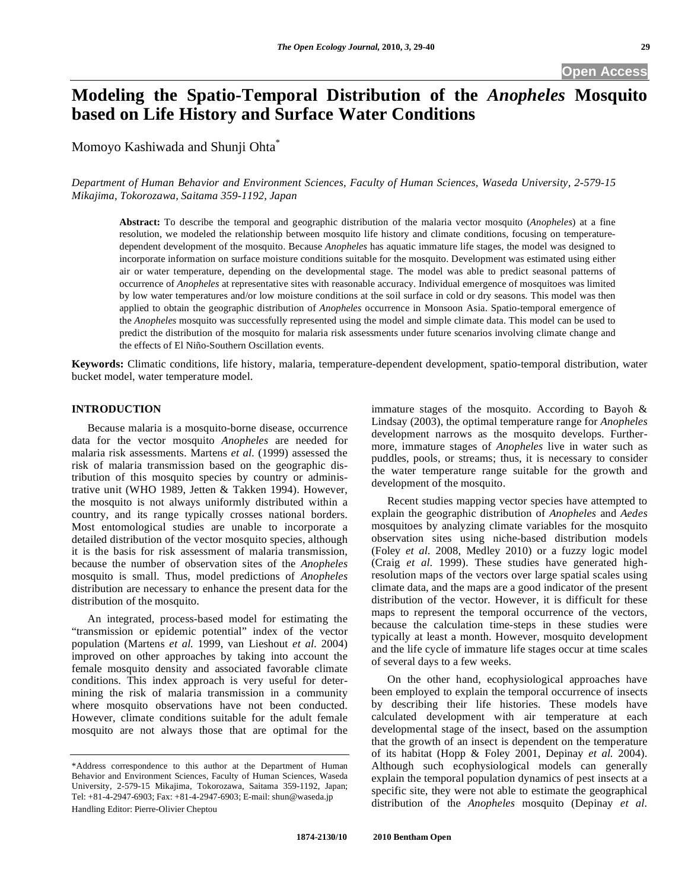# Modeling the Spatio-Temporal Distribution of the *Anopheles* Mosquito based on Life History and Surface Water Conditions

Momoyo Kashiwada and Shunji Ohta*

*Department of Human Behavior and Environment Sciences, Faculty of Human Sciences, Waseda University, 2-579-15 Mikajima, Tokorozawa, Saitama 359-1192, Japan*

**Abstract:** To describe the temporal and geographic distribution of the malaria vector mosquito (*Anopheles*) at a fine resolution, we modeled the relationship between mosquito life history and climate conditions, focusing on temperature-dependent development of the mosquito. Because *Anopheles* has aquatic immature life stages, the model was designed to incorporate information on surface moisture conditions suitable for the mosquito. Development was estimated using either air or water temperature, depending on the developmental stage. The model was able to predict seasonal patterns of occurrence of *Anopheles* at representative sites with reasonable accuracy. Individual emergence of mosquitoes was limited by low water temperatures and/or low moisture conditions at the soil surface in cold or dry seasons. This model was then applied to obtain the geographic distribution of *Anopheles* occurrence in Monsoon Asia. Spatio-temporal emergence of the *Anopheles* mosquito was successfully represented using the model and simple climate data. This model can be used to predict the distribution of the mosquito for malaria risk assessments under future scenarios involving climate change and the effects of El Niño-Southern Oscillation events.

**Keywords:** Climatic conditions, life history, malaria, temperature-dependent development, spatio-temporal distribution, water bucket model, water temperature model.

## INTRODUCTION

Because malaria is a mosquito-borne disease, occurrence data for the vector mosquito *Anopheles* are needed for malaria risk assessments. Martens *et al.* (1999) assessed the risk of malaria transmission based on the geographic distribution of this mosquito species by country or administrative unit (WHO 1989, Jetten & Takken 1994). However, the mosquito is not always uniformly distributed within a country, and its range typically crosses national borders. Most entomological studies are unable to incorporate a detailed distribution of the vector mosquito species, although it is the basis for risk assessment of malaria transmission, because the number of observation sites of the *Anopheles* mosquito is small. Thus, model predictions of *Anopheles* distribution are necessary to enhance the present data for the distribution of the mosquito.

An integrated, process-based model for estimating the "transmission or epidemic potential" index of the vector population (Martens *et al.* 1999, van Lieshout *et al.* 2004) improved on other approaches by taking into account the female mosquito density and associated favorable climate conditions. This index approach is very useful for determining the risk of malaria transmission in a community where mosquito observations have not been conducted. However, climate conditions suitable for the adult female mosquito are not always those that are optimal for the immature stages of the mosquito. According to Bayoh & Lindsay (2003), the optimal temperature range for *Anopheles* development narrows as the mosquito develops. Furthermore, immature stages of *Anopheles* live in water such as puddles, pools, or streams; thus, it is necessary to consider the water temperature range suitable for the growth and development of the mosquito.

Recent studies mapping vector species have attempted to explain the geographic distribution of *Anopheles* and *Aedes* mosquitoes by analyzing climate variables for the mosquito observation sites using niche-based distribution models (Foley *et al.* 2008, Medley 2010) or a fuzzy logic model (Craig *et al.* 1999). These studies have generated high-resolution maps of the vectors over large spatial scales using climate data, and the maps are a good indicator of the present distribution of the vector. However, it is difficult for these maps to represent the temporal occurrence of the vectors, because the calculation time-steps in these studies were typically at least a month. However, mosquito development and the life cycle of immature life stages occur at time scales of several days to a few weeks.

On the other hand, ecophysiological approaches have been employed to explain the temporal occurrence of insects by describing their life histories. These models have calculated development with air temperature at each developmental stage of the insect, based on the assumption that the growth of an insect is dependent on the temperature of its habitat (Hopp & Foley 2001, Depinay *et al.* 2004). Although such ecophysiological models can generally explain the temporal population dynamics of pest insects at a specific site, they were not able to estimate the geographical distribution of the *Anopheles* mosquito (Depinay *et al.*

---

*Address correspondence to this author at the Department of Human Behavior and Environment Sciences, Faculty of Human Sciences, Waseda University, 2-579-15 Mikajima, Tokorozawa, Saitama 359-1192, Japan; Tel: +81-4-2947-6903; Fax: +81-4-2947-6903; E-mail: shun@waseda.jp

Handling Editor: Pierre-Olivier Cheptou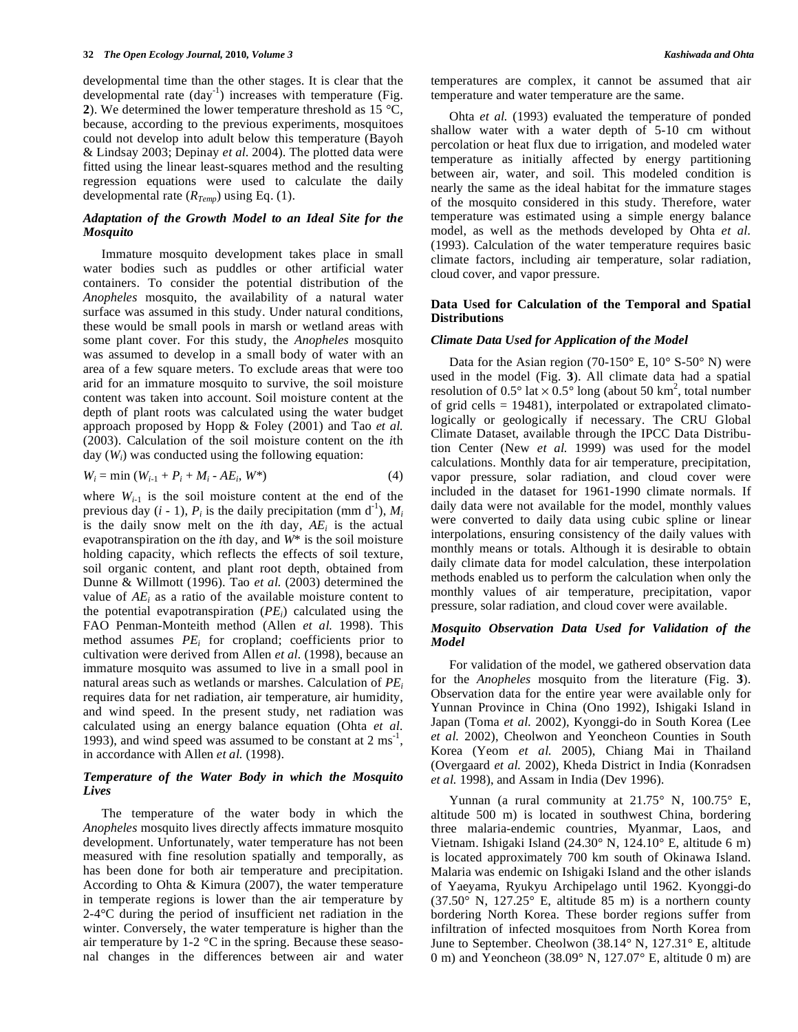developmental time than the other stages. It is clear that the developmental rate (day$^{-1}$) increases with temperature (Fig. **2**). We determined the lower temperature threshold as 15 °C, because, according to the previous experiments, mosquitoes could not develop into adult below this temperature (Bayoh & Lindsay 2003; Depinay *et al.* 2004). The plotted data were fitted using the linear least-squares method and the resulting regression equations were used to calculate the daily developmental rate ($R_{Temp}$) using Eq. (1).

### *Adaptation of the Growth Model to an Ideal Site for the Mosquito*

Immature mosquito development takes place in small water bodies such as puddles or other artificial water containers. To consider the potential distribution of the *Anopheles* mosquito, the availability of a natural water surface was assumed in this study. Under natural conditions, these would be small pools in marsh or wetland areas with some plant cover. For this study, the *Anopheles* mosquito was assumed to develop in a small body of water with an area of a few square meters. To exclude areas that were too arid for an immature mosquito to survive, the soil moisture content was taken into account. Soil moisture content at the depth of plant roots was calculated using the water budget approach proposed by Hopp & Foley (2001) and Tao *et al.* (2003). Calculation of the soil moisture content on the *i*th day ($W_i$) was conducted using the following equation:

$$W_i = \min\left(W_{i-1} + P_i + M_i - AE_i,\ W^*\right) \tag{4}$$

where $W_{i-1}$ is the soil moisture content at the end of the previous day ($i$ - 1), $P_i$ is the daily precipitation (mm d$^{-1}$), $M_i$ is the daily snow melt on the *i*th day, $AE_i$ is the actual evapotranspiration on the *i*th day, and $W^*$ is the soil moisture holding capacity, which reflects the effects of soil texture, soil organic content, and plant root depth, obtained from Dunne & Willmott (1996). Tao *et al.* (2003) determined the value of $AE_i$ as a ratio of the available moisture content to the potential evapotranspiration ($PE_i$) calculated using the FAO Penman-Monteith method (Allen *et al.* 1998). This method assumes $PE_i$ for cropland; coefficients prior to cultivation were derived from Allen *et al.* (1998), because an immature mosquito was assumed to live in a small pool in natural areas such as wetlands or marshes. Calculation of $PE_i$ requires data for net radiation, air temperature, air humidity, and wind speed. In the present study, net radiation was calculated using an energy balance equation (Ohta *et al.* 1993), and wind speed was assumed to be constant at 2 ms$^{-1}$, in accordance with Allen *et al.* (1998).

### *Temperature of the Water Body in which the Mosquito Lives*

The temperature of the water body in which the *Anopheles* mosquito lives directly affects immature mosquito development. Unfortunately, water temperature has not been measured with fine resolution spatially and temporally, as has been done for both air temperature and precipitation. According to Ohta & Kimura (2007), the water temperature in temperate regions is lower than the air temperature by 2-4°C during the period of insufficient net radiation in the winter. Conversely, the water temperature is higher than the air temperature by 1-2 °C in the spring. Because these seasonal changes in the differences between air and water temperatures are complex, it cannot be assumed that air temperature and water temperature are the same.

Ohta *et al.* (1993) evaluated the temperature of ponded shallow water with a water depth of 5-10 cm without percolation or heat flux due to irrigation, and modeled water temperature as initially affected by energy partitioning between air, water, and soil. This modeled condition is nearly the same as the ideal habitat for the immature stages of the mosquito considered in this study. Therefore, water temperature was estimated using a simple energy balance model, as well as the methods developed by Ohta *et al.* (1993). Calculation of the water temperature requires basic climate factors, including air temperature, solar radiation, cloud cover, and vapor pressure.

## Data Used for Calculation of the Temporal and Spatial Distributions

### *Climate Data Used for Application of the Model*

Data for the Asian region (70-150° E, 10° S-50° N) were used in the model (Fig. **3**). All climate data had a spatial resolution of 0.5° lat × 0.5° long (about 50 km$^2$, total number of grid cells = 19481), interpolated or extrapolated climatologically or geologically if necessary. The CRU Global Climate Dataset, available through the IPCC Data Distribution Center (New *et al.* 1999) was used for the model calculations. Monthly data for air temperature, precipitation, vapor pressure, solar radiation, and cloud cover were included in the dataset for 1961-1990 climate normals. If daily data were not available for the model, monthly values were converted to daily data using cubic spline or linear interpolations, ensuring consistency of the daily values with monthly means or totals. Although it is desirable to obtain daily climate data for model calculation, these interpolation methods enabled us to perform the calculation when only the monthly values of air temperature, precipitation, vapor pressure, solar radiation, and cloud cover were available.

### *Mosquito Observation Data Used for Validation of the Model*

For validation of the model, we gathered observation data for the *Anopheles* mosquito from the literature (Fig. **3**). Observation data for the entire year were available only for Yunnan Province in China (Ono 1992), Ishigaki Island in Japan (Toma *et al.* 2002), Kyonggi-do in South Korea (Lee *et al.* 2002), Cheolwon and Yeoncheon Counties in South Korea (Yeom *et al.* 2005), Chiang Mai in Thailand (Overgaard *et al.* 2002), Kheda District in India (Konradsen *et al.* 1998), and Assam in India (Dev 1996).

Yunnan (a rural community at 21.75° N, 100.75° E, altitude 500 m) is located in southwest China, bordering three malaria-endemic countries, Myanmar, Laos, and Vietnam. Ishigaki Island (24.30° N, 124.10° E, altitude 6 m) is located approximately 700 km south of Okinawa Island. Malaria was endemic on Ishigaki Island and the other islands of Yaeyama, Ryukyu Archipelago until 1962. Kyonggi-do (37.50° N, 127.25° E, altitude 85 m) is a northern county bordering North Korea. These border regions suffer from infiltration of infected mosquitoes from North Korea from June to September. Cheolwon (38.14° N, 127.31° E, altitude 0 m) and Yeoncheon (38.09° N, 127.07° E, altitude 0 m) are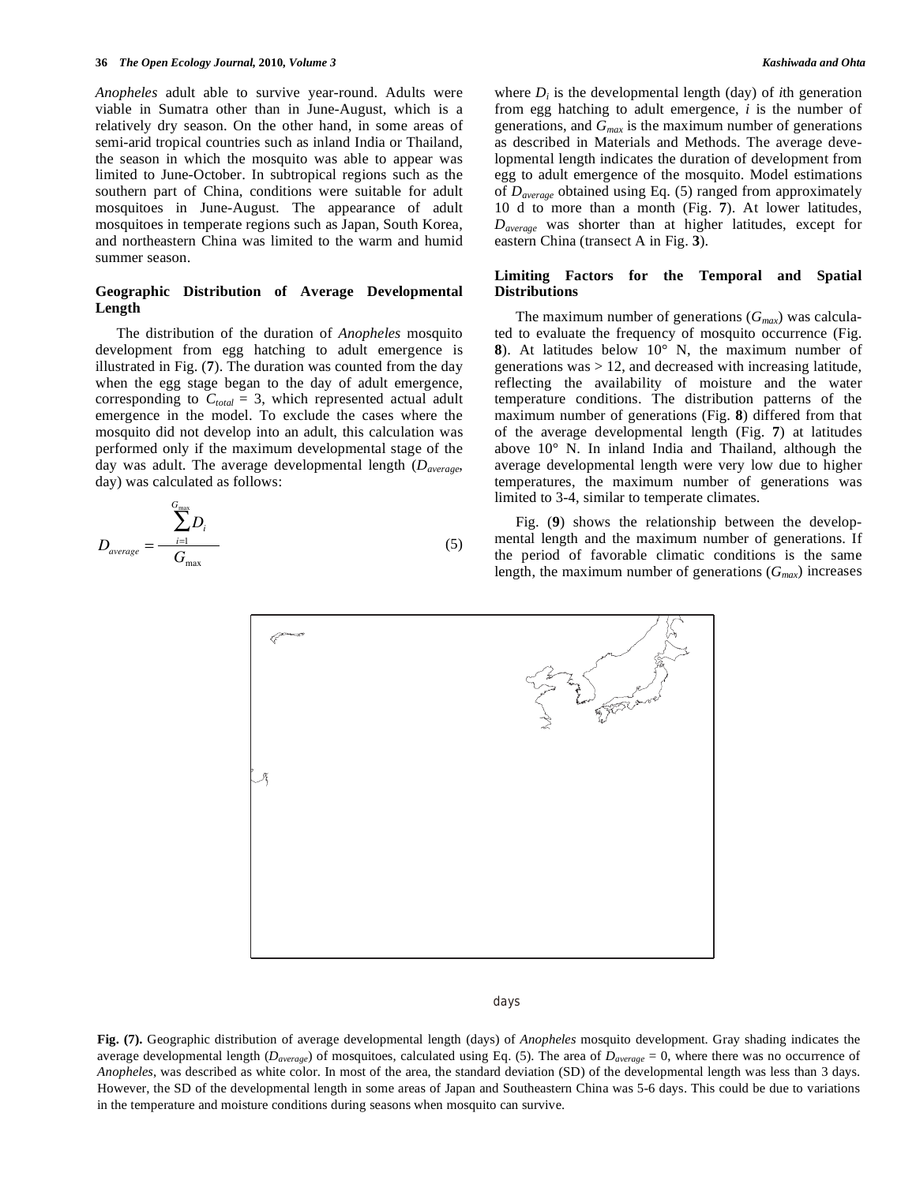*Anopheles* adult able to survive year-round. Adults were viable in Sumatra other than in June-August, which is a relatively dry season. On the other hand, in some areas of semi-arid tropical countries such as inland India or Thailand, the season in which the mosquito was able to appear was limited to June-October. In subtropical regions such as the southern part of China, conditions were suitable for adult mosquitoes in June-August. The appearance of adult mosquitoes in temperate regions such as Japan, South Korea, and northeastern China was limited to the warm and humid summer season.

### Geographic Distribution of Average Developmental Length

The distribution of the duration of *Anopheles* mosquito development from egg hatching to adult emergence is illustrated in Fig. (**7**). The duration was counted from the day when the egg stage began to the day of adult emergence, corresponding to $C_{total} = 3$, which represented actual adult emergence in the model. To exclude the cases where the mosquito did not develop into an adult, this calculation was performed only if the maximum developmental stage of the day was adult. The average developmental length ($D_{average}$, day) was calculated as follows:

$$D_{average} = \frac{\sum_{i=1}^{G_{max}} D_i}{G_{max}} \tag{5}$$

where $D_i$ is the developmental length (day) of *i*th generation from egg hatching to adult emergence, $i$ is the number of generations, and $G_{max}$ is the maximum number of generations as described in Materials and Methods. The average developmental length indicates the duration of development from egg to adult emergence of the mosquito. Model estimations of $D_{average}$ obtained using Eq. (5) ranged from approximately 10 d to more than a month (Fig. **7**). At lower latitudes, $D_{average}$ was shorter than at higher latitudes, except for eastern China (transect A in Fig. **3**).

### Limiting Factors for the Temporal and Spatial Distributions

The maximum number of generations ($G_{max}$) was calculated to evaluate the frequency of mosquito occurrence (Fig. **8**). At latitudes below 10° N, the maximum number of generations was > 12, and decreased with increasing latitude, reflecting the availability of moisture and the water temperature conditions. The distribution patterns of the maximum number of generations (Fig. **8**) differed from that of the average developmental length (Fig. **7**) at latitudes above 10° N. In inland India and Thailand, although the average developmental length were very low due to higher temperatures, the maximum number of generations was limited to 3-4, similar to temperate climates.

Fig. (**9**) shows the relationship between the developmental length and the maximum number of generations. If the period of favorable climatic conditions is the same length, the maximum number of generations ($G_{max}$) increases

days

**Fig. (7).** Geographic distribution of average developmental length (days) of *Anopheles* mosquito development. Gray shading indicates the average developmental length ($D_{average}$) of mosquitoes, calculated using Eq. (5). The area of $D_{average} = 0$, where there was no occurrence of *Anopheles*, was described as white color. In most of the area, the standard deviation (SD) of the developmental length was less than 3 days. However, the SD of the developmental length in some areas of Japan and Southeastern China was 5-6 days. This could be due to variations in the temperature and moisture conditions during seasons when mosquito can survive.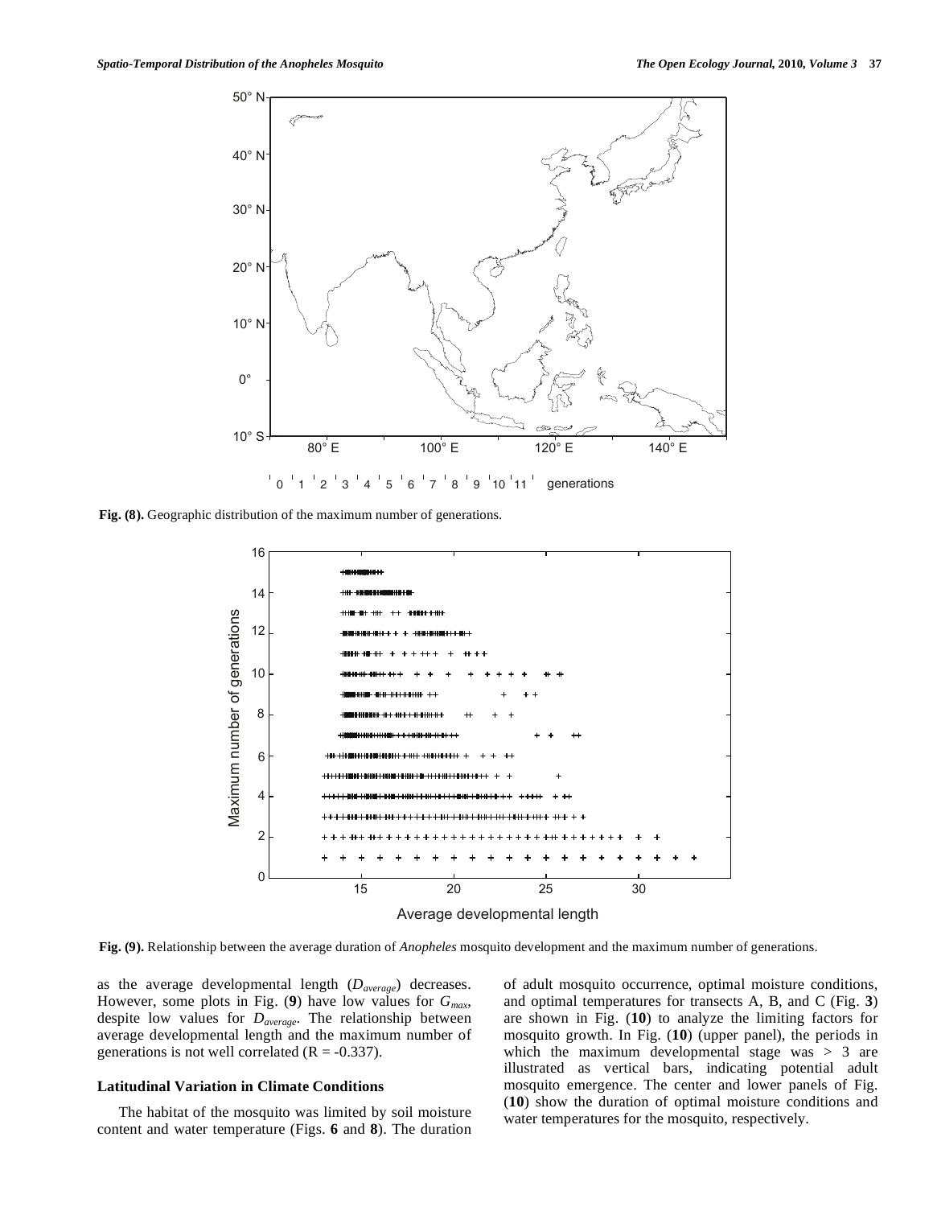**Fig. (8).** Geographic distribution of the maximum number of generations.

**Fig. (9).** Relationship between the average duration of *Anopheles* mosquito development and the maximum number of generations.

as the average developmental length ($D_{average}$) decreases. However, some plots in Fig. (**9**) have low values for $G_{max}$, despite low values for $D_{average}$. The relationship between average developmental length and the maximum number of generations is not well correlated ($R = -0.337$).

## Latitudinal Variation in Climate Conditions

The habitat of the mosquito was limited by soil moisture content and water temperature (Figs. **6** and **8**). The duration of adult mosquito occurrence, optimal moisture conditions, and optimal temperatures for transects A, B, and C (Fig. **3**) are shown in Fig. (**10**) to analyze the limiting factors for mosquito growth. In Fig. (**10**) (upper panel), the periods in which the maximum developmental stage was > 3 are illustrated as vertical bars, indicating potential adult mosquito emergence. The center and lower panels of Fig. (**10**) show the duration of optimal moisture conditions and water temperatures for the mosquito, respectively.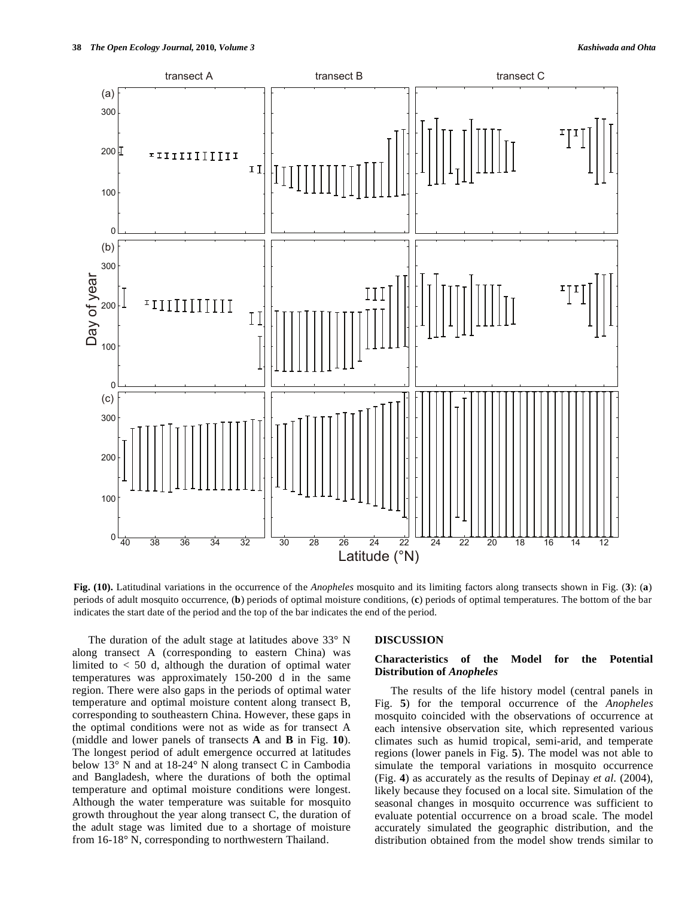Fig. (10). Latitudinal variations in the occurrence of the *Anopheles* mosquito and its limiting factors along transects shown in Fig. (**3**): (**a**) periods of adult mosquito occurrence, (**b**) periods of optimal moisture conditions, (**c**) periods of optimal temperatures. The bottom of the bar indicates the start date of the period and the top of the bar indicates the end of the period.

The duration of the adult stage at latitudes above 33° N along transect A (corresponding to eastern China) was limited to < 50 d, although the duration of optimal water temperatures was approximately 150-200 d in the same region. There were also gaps in the periods of optimal water temperature and optimal moisture content along transect B, corresponding to southeastern China. However, these gaps in the optimal conditions were not as wide as for transect A (middle and lower panels of transects **A** and **B** in Fig. **10**). The longest period of adult emergence occurred at latitudes below 13° N and at 18-24° N along transect C in Cambodia and Bangladesh, where the durations of both the optimal temperature and optimal moisture conditions were longest. Although the water temperature was suitable for mosquito growth throughout the year along transect C, the duration of the adult stage was limited due to a shortage of moisture from 16-18° N, corresponding to northwestern Thailand.

## DISCUSSION

### Characteristics of the Model for the Potential Distribution of *Anopheles*

The results of the life history model (central panels in Fig. **5**) for the temporal occurrence of the *Anopheles* mosquito coincided with the observations of occurrence at each intensive observation site, which represented various climates such as humid tropical, semi-arid, and temperate regions (lower panels in Fig. **5**). The model was not able to simulate the temporal variations in mosquito occurrence (Fig. **4**) as accurately as the results of Depinay *et al*. (2004), likely because they focused on a local site. Simulation of the seasonal changes in mosquito occurrence was sufficient to evaluate potential occurrence on a broad scale. The model accurately simulated the geographic distribution, and the distribution obtained from the model show trends similar to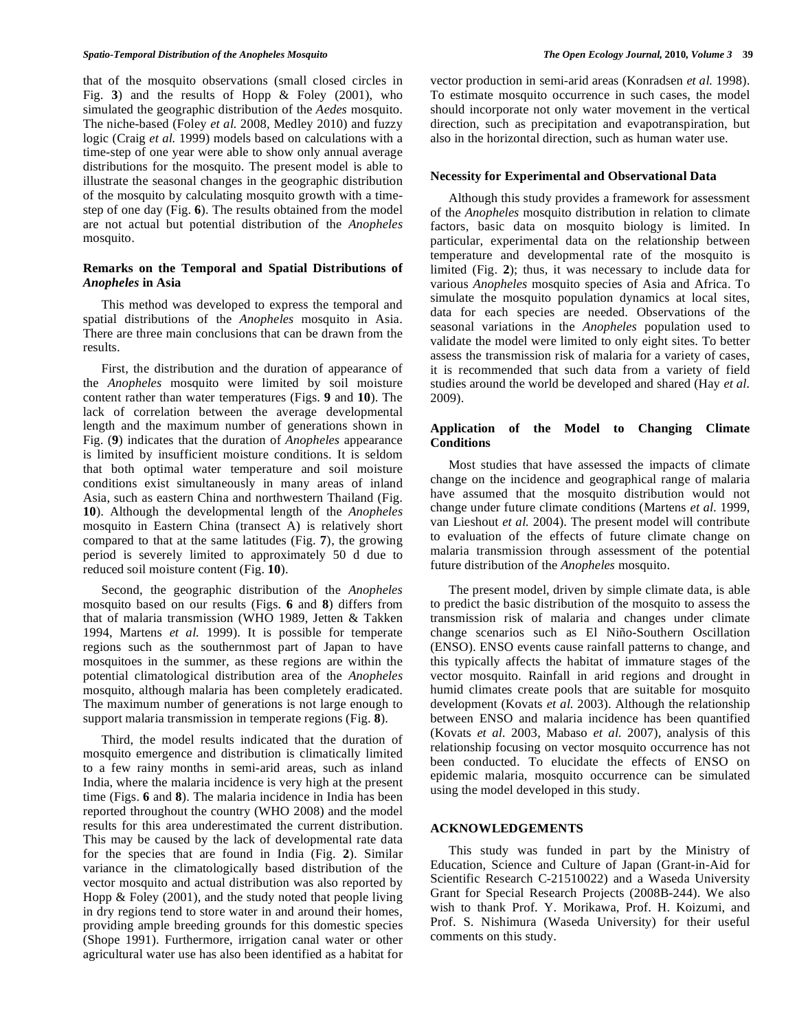that of the mosquito observations (small closed circles in Fig. **3**) and the results of Hopp & Foley (2001), who simulated the geographic distribution of the *Aedes* mosquito. The niche-based (Foley *et al.* 2008, Medley 2010) and fuzzy logic (Craig *et al.* 1999) models based on calculations with a time-step of one year were able to show only annual average distributions for the mosquito. The present model is able to illustrate the seasonal changes in the geographic distribution of the mosquito by calculating mosquito growth with a time-step of one day (Fig. **6**). The results obtained from the model are not actual but potential distribution of the *Anopheles* mosquito.

### Remarks on the Temporal and Spatial Distributions of *Anopheles* in Asia

This method was developed to express the temporal and spatial distributions of the *Anopheles* mosquito in Asia. There are three main conclusions that can be drawn from the results.

First, the distribution and the duration of appearance of the *Anopheles* mosquito were limited by soil moisture content rather than water temperatures (Figs. **9** and **10**). The lack of correlation between the average developmental length and the maximum number of generations shown in Fig. (**9**) indicates that the duration of *Anopheles* appearance is limited by insufficient moisture conditions. It is seldom that both optimal water temperature and soil moisture conditions exist simultaneously in many areas of inland Asia, such as eastern China and northwestern Thailand (Fig. **10**). Although the developmental length of the *Anopheles* mosquito in Eastern China (transect A) is relatively short compared to that at the same latitudes (Fig. **7**), the growing period is severely limited to approximately 50 d due to reduced soil moisture content (Fig. **10**).

Second, the geographic distribution of the *Anopheles* mosquito based on our results (Figs. **6** and **8**) differs from that of malaria transmission (WHO 1989, Jetten & Takken 1994, Martens *et al.* 1999). It is possible for temperate regions such as the southernmost part of Japan to have mosquitoes in the summer, as these regions are within the potential climatological distribution area of the *Anopheles* mosquito, although malaria has been completely eradicated. The maximum number of generations is not large enough to support malaria transmission in temperate regions (Fig. **8**).

Third, the model results indicated that the duration of mosquito emergence and distribution is climatically limited to a few rainy months in semi-arid areas, such as inland India, where the malaria incidence is very high at the present time (Figs. **6** and **8**). The malaria incidence in India has been reported throughout the country (WHO 2008) and the model results for this area underestimated the current distribution. This may be caused by the lack of developmental rate data for the species that are found in India (Fig. **2**). Similar variance in the climatologically based distribution of the vector mosquito and actual distribution was also reported by Hopp & Foley (2001), and the study noted that people living in dry regions tend to store water in and around their homes, providing ample breeding grounds for this domestic species (Shope 1991). Furthermore, irrigation canal water or other agricultural water use has also been identified as a habitat for vector production in semi-arid areas (Konradsen *et al.* 1998). To estimate mosquito occurrence in such cases, the model should incorporate not only water movement in the vertical direction, such as precipitation and evapotranspiration, but also in the horizontal direction, such as human water use.

### Necessity for Experimental and Observational Data

Although this study provides a framework for assessment of the *Anopheles* mosquito distribution in relation to climate factors, basic data on mosquito biology is limited. In particular, experimental data on the relationship between temperature and developmental rate of the mosquito is limited (Fig. **2**); thus, it was necessary to include data for various *Anopheles* mosquito species of Asia and Africa. To simulate the mosquito population dynamics at local sites, data for each species are needed. Observations of the seasonal variations in the *Anopheles* population used to validate the model were limited to only eight sites. To better assess the transmission risk of malaria for a variety of cases, it is recommended that such data from a variety of field studies around the world be developed and shared (Hay *et al.* 2009).

### Application of the Model to Changing Climate Conditions

Most studies that have assessed the impacts of climate change on the incidence and geographical range of malaria have assumed that the mosquito distribution would not change under future climate conditions (Martens *et al.* 1999, van Lieshout *et al.* 2004). The present model will contribute to evaluation of the effects of future climate change on malaria transmission through assessment of the potential future distribution of the *Anopheles* mosquito.

The present model, driven by simple climate data, is able to predict the basic distribution of the mosquito to assess the transmission risk of malaria and changes under climate change scenarios such as El Niño-Southern Oscillation (ENSO). ENSO events cause rainfall patterns to change, and this typically affects the habitat of immature stages of the vector mosquito. Rainfall in arid regions and drought in humid climates create pools that are suitable for mosquito development (Kovats *et al.* 2003). Although the relationship between ENSO and malaria incidence has been quantified (Kovats *et al.* 2003, Mabaso *et al.* 2007), analysis of this relationship focusing on vector mosquito occurrence has not been conducted. To elucidate the effects of ENSO on epidemic malaria, mosquito occurrence can be simulated using the model developed in this study.

## ACKNOWLEDGEMENTS

This study was funded in part by the Ministry of Education, Science and Culture of Japan (Grant-in-Aid for Scientific Research C-21510022) and a Waseda University Grant for Special Research Projects (2008B-244). We also wish to thank Prof. Y. Morikawa, Prof. H. Koizumi, and Prof. S. Nishimura (Waseda University) for their useful comments on this study.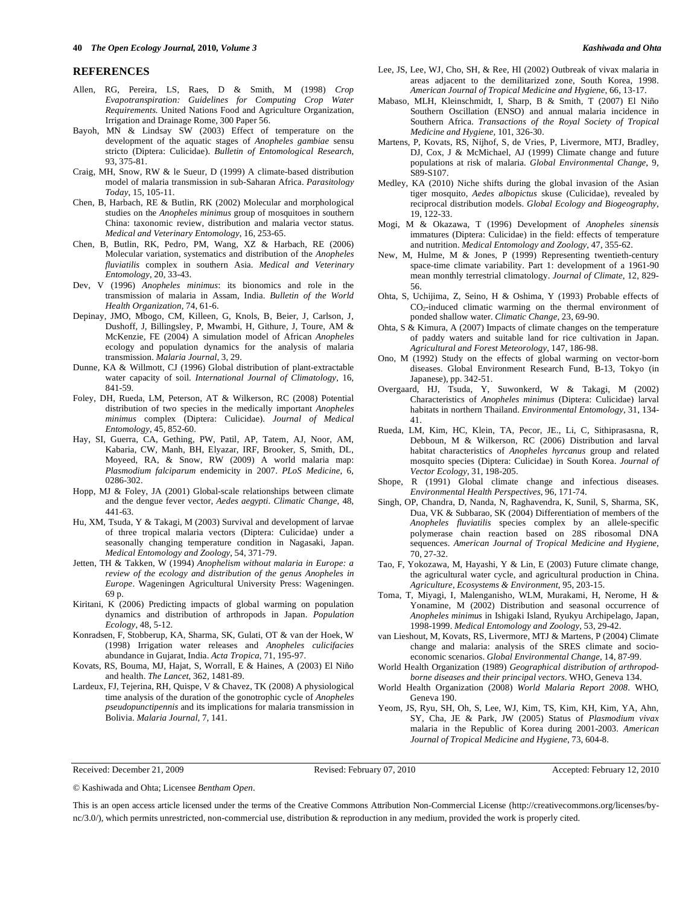## REFERENCES

Allen, RG, Pereira, LS, Raes, D & Smith, M (1998) *Crop Evapotranspiration: Guidelines for Computing Crop Water Requirements*. United Nations Food and Agriculture Organization, Irrigation and Drainage Rome, 300 Paper 56.

Bayoh, MN & Lindsay SW (2003) Effect of temperature on the development of the aquatic stages of *Anopheles gambiae* sensu stricto (Diptera: Culicidae). *Bulletin of Entomological Research*, 93, 375-81.

Craig, MH, Snow, RW & le Sueur, D (1999) A climate-based distribution model of malaria transmission in sub-Saharan Africa. *Parasitology Today*, 15, 105-11.

Chen, B, Harbach, RE & Butlin, RK (2002) Molecular and morphological studies on the *Anopheles minimus* group of mosquitoes in southern China: taxonomic review, distribution and malaria vector status. *Medical and Veterinary Entomology*, 16, 253-65.

Chen, B, Butlin, RK, Pedro, PM, Wang, XZ & Harbach, RE (2006) Molecular variation, systematics and distribution of the *Anopheles fluviatilis* complex in southern Asia. *Medical and Veterinary Entomology*, 20, 33-43.

Dev, V (1996) *Anopheles minimus*: its bionomics and role in the transmission of malaria in Assam, India. *Bulletin of the World Health Organization*, 74, 61-6.

Depinay, JMO, Mbogo, CM, Killeen, G, Knols, B, Beier, J, Carlson, J, Dushoff, J, Billingsley, P, Mwambi, H, Githure, J, Toure, AM & McKenzie, FE (2004) A simulation model of African *Anopheles* ecology and population dynamics for the analysis of malaria transmission. *Malaria Journal*, 3, 29.

Dunne, KA & Willmott, CJ (1996) Global distribution of plant-extractable water capacity of soil. *International Journal of Climatology*, 16, 841-59.

Foley, DH, Rueda, LM, Peterson, AT & Wilkerson, RC (2008) Potential distribution of two species in the medically important *Anopheles minimus* complex (Diptera: Culicidae). *Journal of Medical Entomology*, 45, 852-60.

Hay, SI, Guerra, CA, Gething, PW, Patil, AP, Tatem, AJ, Noor, AM, Kabaria, CW, Manh, BH, Elyazar, IRF, Brooker, S, Smith, DL, Moyeed, RA, & Snow, RW (2009) A world malaria map: *Plasmodium falciparum* endemicity in 2007. *PLoS Medicine*, 6, 0286-302.

Hopp, MJ & Foley, JA (2001) Global-scale relationships between climate and the dengue fever vector, *Aedes aegypti*. *Climatic Change*, 48, 441-63.

Hu, XM, Tsuda, Y & Takagi, M (2003) Survival and development of larvae of three tropical malaria vectors (Diptera: Culicidae) under a seasonally changing temperature condition in Nagasaki, Japan. *Medical Entomology and Zoology*, 54, 371-79.

Jetten, TH & Takken, W (1994) *Anophelism without malaria in Europe: a review of the ecology and distribution of the genus Anopheles in Europe*. Wageningen Agricultural University Press: Wageningen. 69 p.

Kiritani, K (2006) Predicting impacts of global warming on population dynamics and distribution of arthropods in Japan. *Population Ecology*, 48, 5-12.

Konradsen, F, Stobberup, KA, Sharma, SK, Gulati, OT & van der Hoek, W (1998) Irrigation water releases and *Anopheles culicifacies* abundance in Gujarat, India. *Acta Tropica*, 71, 195-97.

Kovats, RS, Bouma, MJ, Hajat, S, Worrall, E & Haines, A (2003) El Niño and health. *The Lancet*, 362, 1481-89.

Lardeux, FJ, Tejerina, RH, Quispe, V & Chavez, TK (2008) A physiological time analysis of the duration of the gonotrophic cycle of *Anopheles pseudopunctipennis* and its implications for malaria transmission in Bolivia. *Malaria Journal*, 7, 141.

Lee, JS, Lee, WJ, Cho, SH, & Ree, HI (2002) Outbreak of vivax malaria in areas adjacent to the demilitarized zone, South Korea, 1998. *American Journal of Tropical Medicine and Hygiene*, 66, 13-17.

Mabaso, MLH, Kleinschmidt, I, Sharp, B & Smith, T (2007) El Niño Southern Oscillation (ENSO) and annual malaria incidence in Southern Africa. *Transactions of the Royal Society of Tropical Medicine and Hygiene*, 101, 326-30.

Martens, P, Kovats, RS, Nijhof, S, de Vries, P, Livermore, MTJ, Bradley, DJ, Cox, J & McMichael, AJ (1999) Climate change and future populations at risk of malaria. *Global Environmental Change*, 9, S89-S107.

Medley, KA (2010) Niche shifts during the global invasion of the Asian tiger mosquito, *Aedes albopictus* skuse (Culicidae), revealed by reciprocal distribution models. *Global Ecology and Biogeography*, 19, 122-33.

Mogi, M & Okazawa, T (1996) Development of *Anopheles sinensis* immatures (Diptera: Culicidae) in the field: effects of temperature and nutrition. *Medical Entomology and Zoology*, 47, 355-62.

New, M, Hulme, M & Jones, P (1999) Representing twentieth-century space-time climate variability. Part 1: development of a 1961-90 mean monthly terrestrial climatology. *Journal of Climate*, 12, 829-56.

Ohta, S, Uchijima, Z, Seino, H & Oshima, Y (1993) Probable effects of $CO_2$-induced climatic warming on the thermal environment of ponded shallow water. *Climatic Change*, 23, 69-90.

Ohta, S & Kimura, A (2007) Impacts of climate changes on the temperature of paddy waters and suitable land for rice cultivation in Japan. *Agricultural and Forest Meteorology*, 147, 186-98.

Ono, M (1992) Study on the effects of global warming on vector-born diseases. Global Environment Research Fund, B-13, Tokyo (in Japanese), pp. 342-51.

Overgaard, HJ, Tsuda, Y, Suwonkerd, W & Takagi, M (2002) Characteristics of *Anopheles minimus* (Diptera: Culicidae) larval habitats in northern Thailand. *Environmental Entomology*, 31, 134-41.

Rueda, LM, Kim, HC, Klein, TA, Pecor, JE., Li, C, Sithiprasasna, R, Debboun, M & Wilkerson, RC (2006) Distribution and larval habitat characteristics of *Anopheles hyrcanus* group and related mosquito species (Diptera: Culicidae) in South Korea. *Journal of Vector Ecology*, 31, 198-205.

Shope, R (1991) Global climate change and infectious diseases. *Environmental Health Perspectives*, 96, 171-74.

Singh, OP, Chandra, D, Nanda, N, Raghavendra, K, Sunil, S, Sharma, SK, Dua, VK & Subbarao, SK (2004) Differentiation of members of the *Anopheles fluviatilis* species complex by an allele-specific polymerase chain reaction based on 28S ribosomal DNA sequences. *American Journal of Tropical Medicine and Hygiene*, 70, 27-32.

Tao, F, Yokozawa, M, Hayashi, Y & Lin, E (2003) Future climate change, the agricultural water cycle, and agricultural production in China. *Agriculture, Ecosystems & Environment*, 95, 203-15.

Toma, T, Miyagi, I, Malenganisho, WLM, Murakami, H, Nerome, H & Yonamine, M (2002) Distribution and seasonal occurrence of *Anopheles minimus* in Ishigaki Island, Ryukyu Archipelago, Japan, 1998-1999. *Medical Entomology and Zoology*, 53, 29-42.

van Lieshout, M, Kovats, RS, Livermore, MTJ & Martens, P (2004) Climate change and malaria: analysis of the SRES climate and socio-economic scenarios. *Global Environmental Change*, 14, 87-99.

World Health Organization (1989) *Geographical distribution of arthropod-borne diseases and their principal vectors*. WHO, Geneva 134.

World Health Organization (2008) *World Malaria Report 2008*. WHO, Geneva 190.

Yeom, JS, Ryu, SH, Oh, S, Lee, WJ, Kim, TS, Kim, KH, Kim, YA, Ahn, SY, Cha, JE & Park, JW (2005) Status of *Plasmodium vivax* malaria in the Republic of Korea during 2001-2003. *American Journal of Tropical Medicine and Hygiene*, 73, 604-8.

Received: December 21, 2009 Revised: February 07, 2010 Accepted: February 12, 2010

© Kashiwada and Ohta; Licensee *Bentham Open*.

This is an open access article licensed under the terms of the Creative Commons Attribution Non-Commercial License (http://creativecommons.org/licenses/by-nc/3.0/), which permits unrestricted, non-commercial use, distribution & reproduction in any medium, provided the work is properly cited.